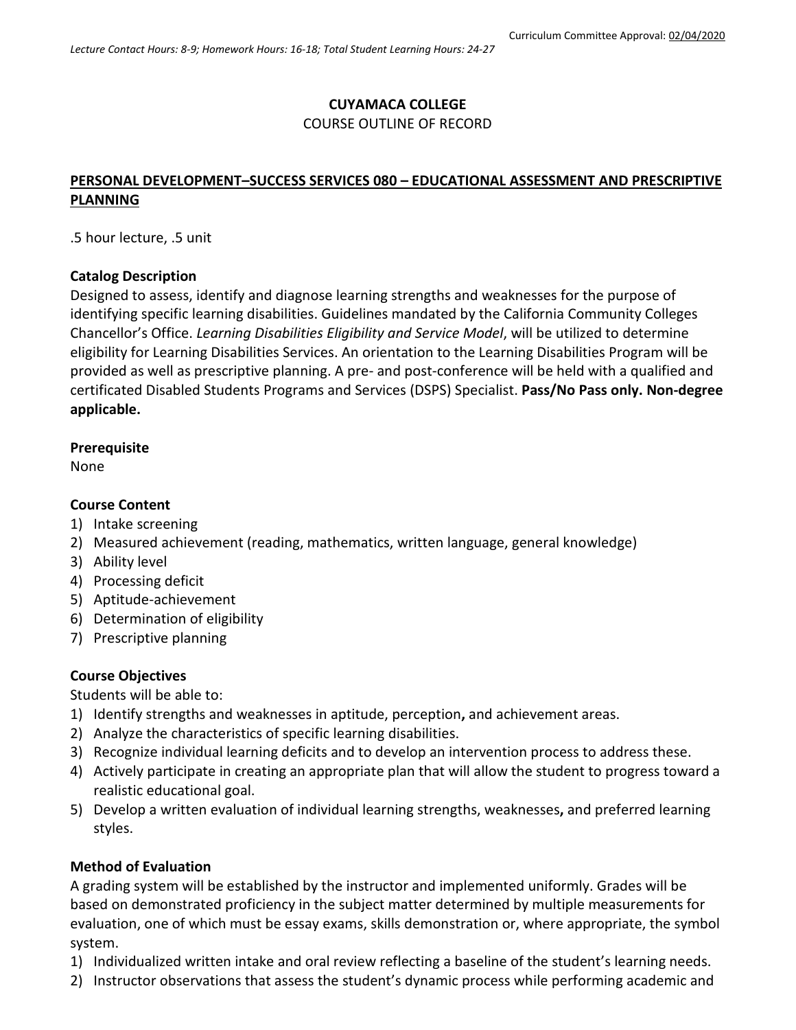Curriculum Committee Approval: 02/04/2020

*Lecture Contact Hours: 8-9; Homework Hours: 16-18; Total Student Learning Hours: 24-27*

**CUYAMACA COLLEGE**

COURSE OUTLINE OF RECORD

## PERSONAL DEVELOPMENT–SUCCESS SERVICES 080 – EDUCATIONAL ASSESSMENT AND PRESCRIPTIVE PLANNING

.5 hour lecture, .5 unit

### Catalog Description

Designed to assess, identify and diagnose learning strengths and weaknesses for the purpose of identifying specific learning disabilities. Guidelines mandated by the California Community Colleges Chancellor's Office. *Learning Disabilities Eligibility and Service Model*, will be utilized to determine eligibility for Learning Disabilities Services. An orientation to the Learning Disabilities Program will be provided as well as prescriptive planning. A pre- and post-conference will be held with a qualified and certificated Disabled Students Programs and Services (DSPS) Specialist. **Pass/No Pass only. Non-degree applicable.**

### Prerequisite

None

### Course Content

1) Intake screening
2) Measured achievement (reading, mathematics, written language, general knowledge)
3) Ability level
4) Processing deficit
5) Aptitude-achievement
6) Determination of eligibility
7) Prescriptive planning

### Course Objectives

Students will be able to:

1) Identify strengths and weaknesses in aptitude, perception, and achievement areas.
2) Analyze the characteristics of specific learning disabilities.
3) Recognize individual learning deficits and to develop an intervention process to address these.
4) Actively participate in creating an appropriate plan that will allow the student to progress toward a realistic educational goal.
5) Develop a written evaluation of individual learning strengths, weaknesses, and preferred learning styles.

### Method of Evaluation

A grading system will be established by the instructor and implemented uniformly. Grades will be based on demonstrated proficiency in the subject matter determined by multiple measurements for evaluation, one of which must be essay exams, skills demonstration or, where appropriate, the symbol system.

1) Individualized written intake and oral review reflecting a baseline of the student's learning needs.
2) Instructor observations that assess the student's dynamic process while performing academic and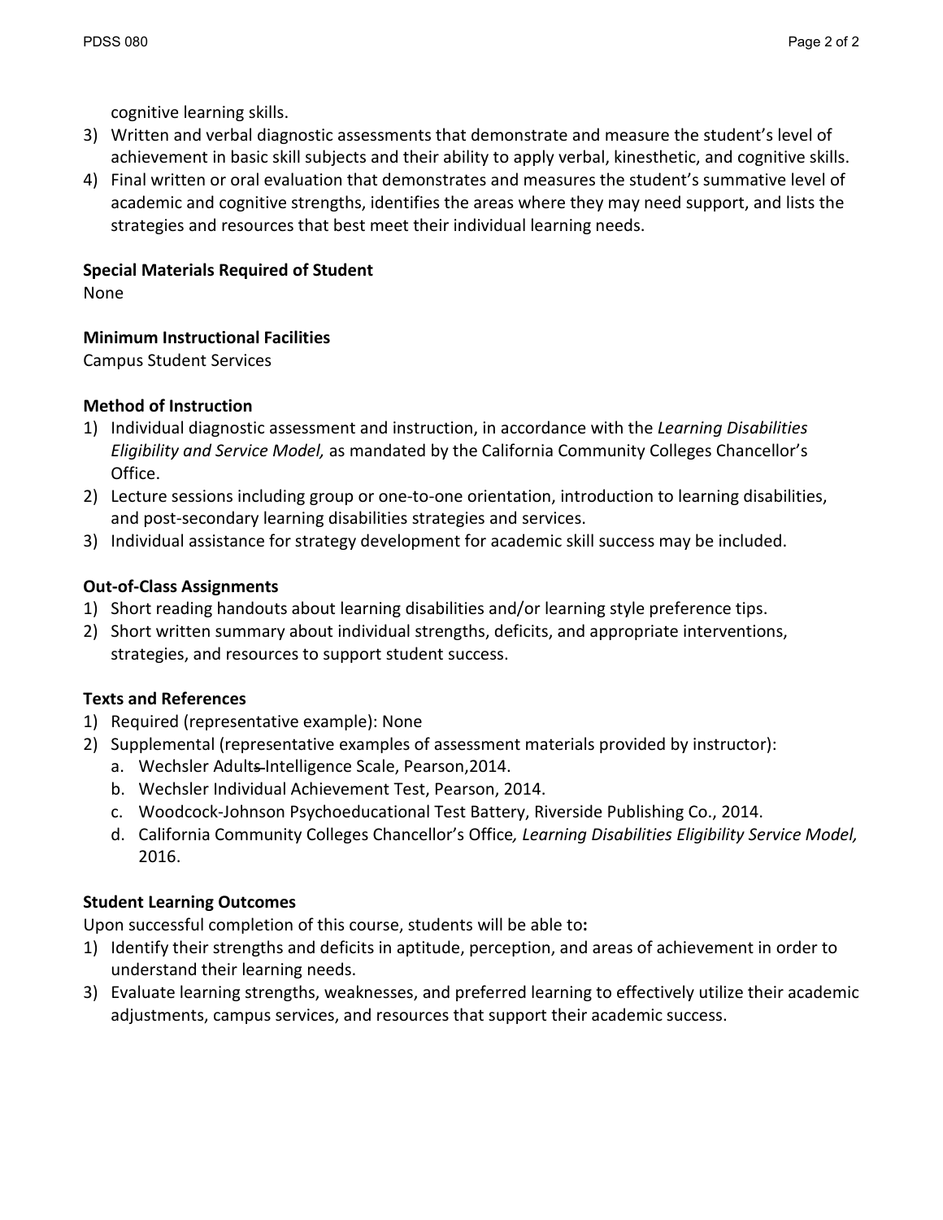cognitive learning skills.

3) Written and verbal diagnostic assessments that demonstrate and measure the student's level of achievement in basic skill subjects and their ability to apply verbal, kinesthetic, and cognitive skills.
4) Final written or oral evaluation that demonstrates and measures the student's summative level of academic and cognitive strengths, identifies the areas where they may need support, and lists the strategies and resources that best meet their individual learning needs.

**Special Materials Required of Student**

None

**Minimum Instructional Facilities**

Campus Student Services

**Method of Instruction**

1) Individual diagnostic assessment and instruction, in accordance with the *Learning Disabilities Eligibility and Service Model,* as mandated by the California Community Colleges Chancellor's Office.
2) Lecture sessions including group or one-to-one orientation, introduction to learning disabilities, and post-secondary learning disabilities strategies and services.
3) Individual assistance for strategy development for academic skill success may be included.

**Out-of-Class Assignments**

1) Short reading handouts about learning disabilities and/or learning style preference tips.
2) Short written summary about individual strengths, deficits, and appropriate interventions, strategies, and resources to support student success.

**Texts and References**

1) Required (representative example): None
2) Supplemental (representative examples of assessment materials provided by instructor):
   a. Wechsler Adults Intelligence Scale, Pearson,2014.
   b. Wechsler Individual Achievement Test, Pearson, 2014.
   c. Woodcock-Johnson Psychoeducational Test Battery, Riverside Publishing Co., 2014.
   d. California Community Colleges Chancellor's Office*, Learning Disabilities Eligibility Service Model,* 2016.

**Student Learning Outcomes**

Upon successful completion of this course, students will be able to**:**

1) Identify their strengths and deficits in aptitude, perception, and areas of achievement in order to understand their learning needs.
3) Evaluate learning strengths, weaknesses, and preferred learning to effectively utilize their academic adjustments, campus services, and resources that support their academic success.